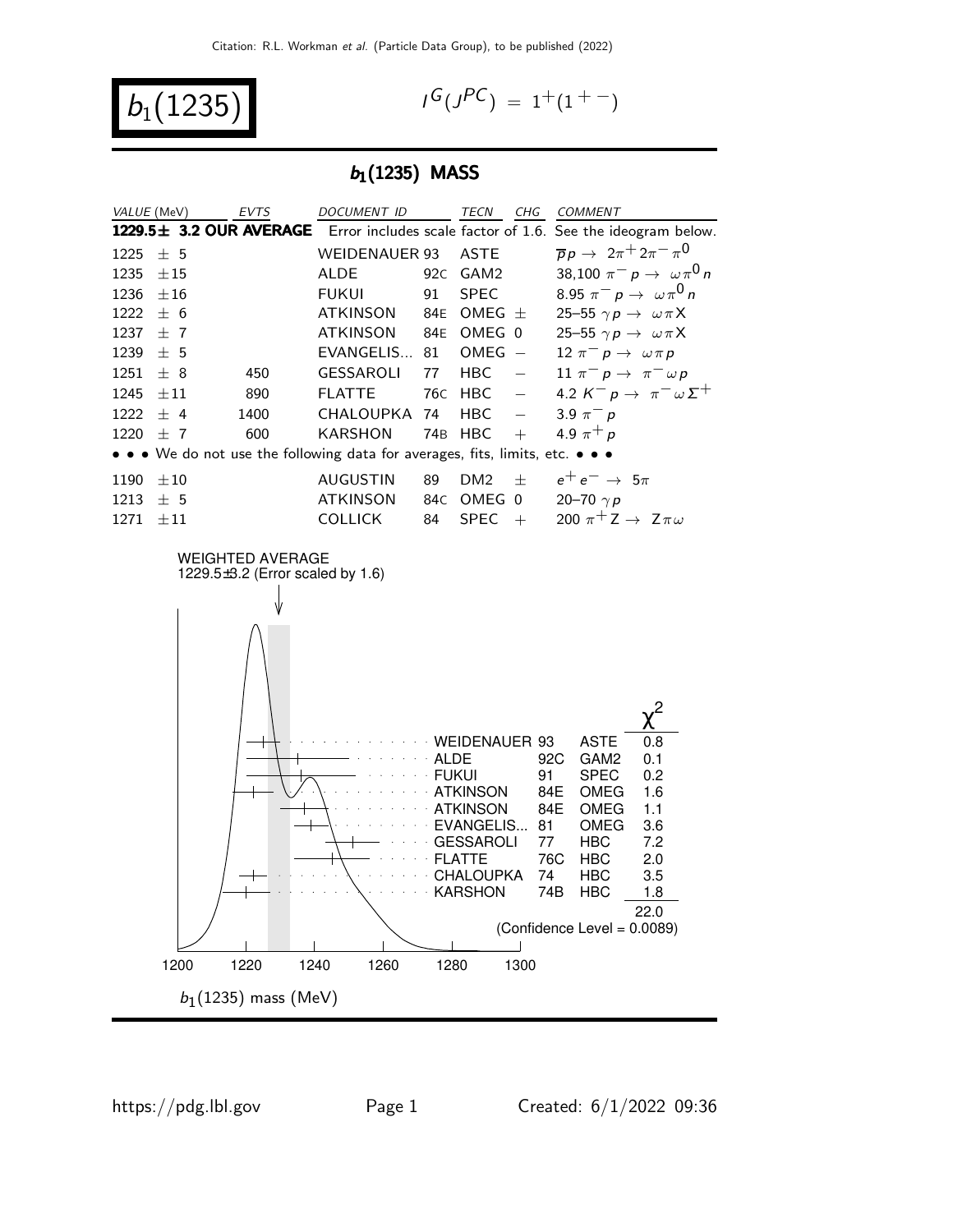# $b_1(1235)$

$I^G(J^{PC}) = 1^+(1^{+-})$

## $b_1(1235)$ MASS

| VALUE (MeV) | EVTS | DOCUMENT ID | | TECN | CHG | COMMENT |
|---|---|---|---|---|---|---|
| **1229.5± 3.2 OUR AVERAGE** | | Error includes scale factor of 1.6. See the ideogram below. | | | | |
| 1225 ± 5 | | WEIDENAUER | 93 | ASTE | | $\overline{p}p \rightarrow 2\pi^+ 2\pi^- \pi^0$ |
| 1235 ±15 | | ALDE | 92C | GAM2 | | 38,100 $\pi^- p \rightarrow \omega \pi^0 n$ |
| 1236 ±16 | | FUKUI | 91 | SPEC | | 8.95 $\pi^- p \rightarrow \omega \pi^0 n$ |
| 1222 ± 6 | | ATKINSON | 84E | OMEG | ± | 25–55 $\gamma p \rightarrow \omega \pi X$ |
| 1237 ± 7 | | ATKINSON | 84E | OMEG | 0 | 25–55 $\gamma p \rightarrow \omega \pi X$ |
| 1239 ± 5 | | EVANGELIS... | 81 | OMEG | − | 12 $\pi^- p \rightarrow \omega \pi p$ |
| 1251 ± 8 | 450 | GESSAROLI | 77 | HBC | − | 11 $\pi^- p \rightarrow \pi^- \omega p$ |
| 1245 ±11 | 890 | FLATTE | 76C | HBC | − | 4.2 $K^- p \rightarrow \pi^- \omega \Sigma^+$ |
| 1222 ± 4 | 1400 | CHALOUPKA | 74 | HBC | − | 3.9 $\pi^- p$ |
| 1220 ± 7 | 600 | KARSHON | 74B | HBC | + | 4.9 $\pi^+ p$ |
| • • • We do not use the following data for averages, fits, limits, etc. • • • | | | | | | |
| 1190 ±10 | | AUGUSTIN | 89 | DM2 | ± | $e^+ e^- \rightarrow 5\pi$ |
| 1213 ± 5 | | ATKINSON | 84C | OMEG | 0 | 20–70 $\gamma p$ |
| 1271 ±11 | | COLLICK | 84 | SPEC | + | 200 $\pi^+ Z \rightarrow Z \pi \omega$ |

WEIGHTED AVERAGE
1229.5±3.2 (Error scaled by 1.6)

| | | | $\chi^2$ |
|---|---|---|---|
| WEIDENAUER | 93 | ASTE | 0.8 |
| ALDE | 92C | GAM2 | 0.1 |
| FUKUI | 91 | SPEC | 0.2 |
| ATKINSON | 84E | OMEG | 1.6 |
| ATKINSON | 84E | OMEG | 1.1 |
| EVANGELIS... | 81 | OMEG | 3.6 |
| GESSAROLI | 77 | HBC | 7.2 |
| FLATTE | 76C | HBC | 2.0 |
| CHALOUPKA | 74 | HBC | 3.5 |
| KARSHON | 74B | HBC | 1.8 |
| | | | 22.0 |

(Confidence Level = 0.0089)

$b_1(1235)$ mass (MeV)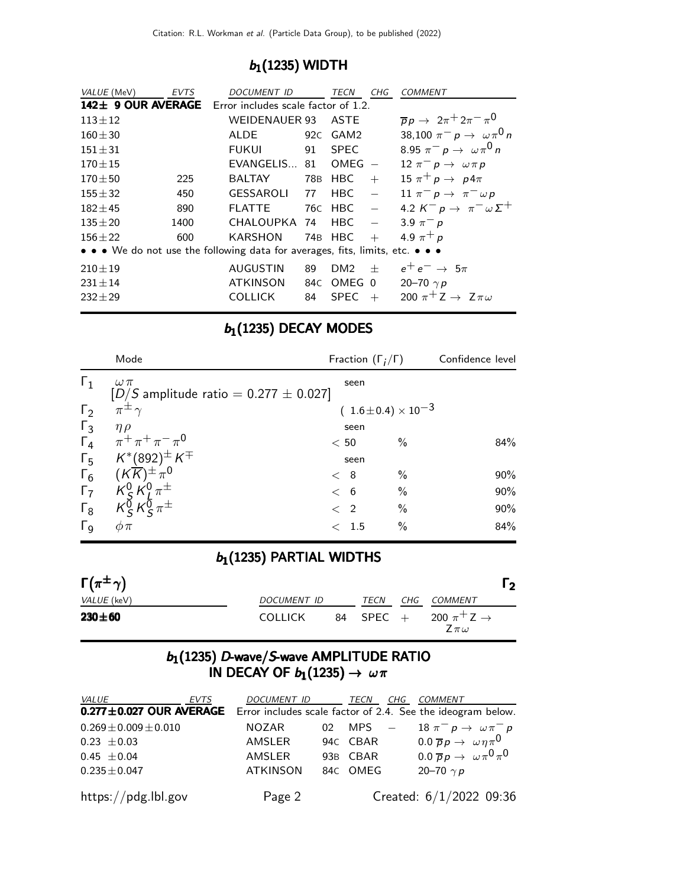## $b_1(1235)$ WIDTH

| VALUE (MeV) | EVTS | DOCUMENT ID | | TECN | CHG | COMMENT |
|---|---|---|---|---|---|---|
| **142± 9 OUR AVERAGE** | | Error includes scale factor of 1.2. | | | | |
| $113 \pm 12$ | | WEIDENAUER | 93 | ASTE | | $\overline{p}p \rightarrow 2\pi^+ 2\pi^- \pi^0$ |
| $160 \pm 30$ | | ALDE | 92C | GAM2 | | 38,100 $\pi^- p \rightarrow \omega \pi^0 n$ |
| $151 \pm 31$ | | FUKUI | 91 | SPEC | | 8.95 $\pi^- p \rightarrow \omega \pi^0 n$ |
| $170 \pm 15$ | | EVANGELIS... | 81 | OMEG | $-$ | 12 $\pi^- p \rightarrow \omega \pi p$ |
| $170 \pm 50$ | 225 | BALTAY | 78B | HBC | $+$ | 15 $\pi^+ p \rightarrow p 4\pi$ |
| $155 \pm 32$ | 450 | GESSAROLI | 77 | HBC | $-$ | 11 $\pi^- p \rightarrow \pi^- \omega p$ |
| $182 \pm 45$ | 890 | FLATTE | 76C | HBC | $-$ | 4.2 $K^- p \rightarrow \pi^- \omega \Sigma^+$ |
| $135 \pm 20$ | 1400 | CHALOUPKA | 74 | HBC | $-$ | 3.9 $\pi^- p$ |
| $156 \pm 22$ | 600 | KARSHON | 74B | HBC | $+$ | 4.9 $\pi^+ p$ |
| • • • We do not use the following data for averages, fits, limits, etc. • • • | | | | | | |
| $210 \pm 19$ | | AUGUSTIN | 89 | DM2 | $\pm$ | $e^+ e^- \rightarrow 5\pi$ |
| $231 \pm 14$ | | ATKINSON | 84C | OMEG | 0 | 20–70 $\gamma p$ |
| $232 \pm 29$ | | COLLICK | 84 | SPEC | $+$ | 200 $\pi^+ Z \rightarrow Z \pi \omega$ |

## $b_1(1235)$ DECAY MODES

| | Mode | Fraction ($\Gamma_i/\Gamma$) | Confidence level |
|---|---|---|---|
| $\Gamma_1$ | $\omega\pi$ [$D/S$ amplitude ratio = $0.277 \pm 0.027$] | seen | |
| $\Gamma_2$ | $\pi^\pm \gamma$ | $(1.6 \pm 0.4) \times 10^{-3}$ | |
| $\Gamma_3$ | $\eta\rho$ | seen | |
| $\Gamma_4$ | $\pi^+ \pi^+ \pi^- \pi^0$ | $< 50$ % | 84% |
| $\Gamma_5$ | $K^*(892)^\pm K^\mp$ | seen | |
| $\Gamma_6$ | $(K\overline{K})^\pm \pi^0$ | $< 8$ % | 90% |
| $\Gamma_7$ | $K^0_S K^0_L \pi^\pm$ | $< 6$ % | 90% |
| $\Gamma_8$ | $K^0_S K^0_S \pi^\pm$ | $< 2$ % | 90% |
| $\Gamma_9$ | $\phi\pi$ | $< 1.5$ % | 84% |

## $b_1(1235)$ PARTIAL WIDTHS

### $\Gamma(\pi^\pm \gamma)$ $\Gamma_2$

| VALUE (keV) | DOCUMENT ID | | TECN | CHG | COMMENT |
|---|---|---|---|---|---|
| **230±60** | COLLICK | 84 | SPEC | $+$ | 200 $\pi^+ Z \rightarrow Z \pi \omega$ |

## $b_1(1235)$ $D$-wave/$S$-wave AMPLITUDE RATIO IN DECAY OF $b_1(1235) \rightarrow \omega\pi$

| VALUE | EVTS | DOCUMENT ID | | TECN | CHG | COMMENT |
|---|---|---|---|---|---|---|
| **0.277±0.027 OUR AVERAGE** | | Error includes scale factor of 2.4. See the ideogram below. | | | | |
| $0.269 \pm 0.009 \pm 0.010$ | | NOZAR | 02 | MPS | $-$ | 18 $\pi^- p \rightarrow \omega \pi^- p$ |
| $0.23 \pm 0.03$ | | AMSLER | 94C | CBAR | | 0.0 $\overline{p}p \rightarrow \omega \eta \pi^0$ |
| $0.45 \pm 0.04$ | | AMSLER | 93B | CBAR | | 0.0 $\overline{p}p \rightarrow \omega \pi^0 \pi^0$ |
| $0.235 \pm 0.047$ | | ATKINSON | 84C | OMEG | | 20–70 $\gamma p$ |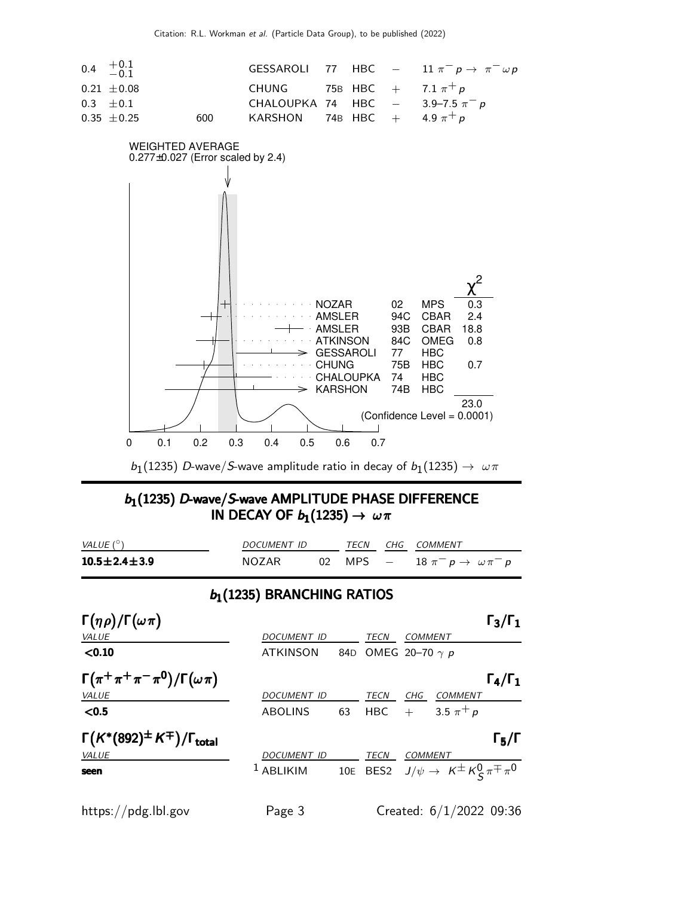| | | | | | |
|---|---|---|---|---|---|
| $0.4\ ^{+0.1}_{-0.1}$ | | GESSAROLI | 77 HBC | $-$ | $11\ \pi^- p \rightarrow \pi^- \omega p$ |
| $0.21\ \pm 0.08$ | | CHUNG | 75B HBC | $+$ | $7.1\ \pi^+ p$ |
| $0.3\ \pm 0.1$ | | CHALOUPKA | 74 HBC | $-$ | $3.9–7.5\ \pi^- p$ |
| $0.35\ \pm 0.25$ | 600 | KARSHON | 74B HBC | $+$ | $4.9\ \pi^+ p$ |

WEIGHTED AVERAGE
0.277±0.027 (Error scaled by 2.4)

| | | | $\chi^2$ |
|---|---|---|---|
| NOZAR | 02 | MPS | 0.3 |
| AMSLER | 94C | CBAR | 2.4 |
| AMSLER | 93B | CBAR | 18.8 |
| ATKINSON | 84C | OMEG | 0.8 |
| GESSAROLI | 77 | HBC | |
| CHUNG | 75B | HBC | 0.7 |
| CHALOUPKA | 74 | HBC | |
| KARSHON | 74B | HBC | |
| | | | 23.0 |

(Confidence Level = 0.0001)

$b_1(1235)$ $D$-wave/$S$-wave amplitude ratio in decay of $b_1(1235) \rightarrow \omega\pi$

## $b_1(1235)$ *D*-wave/*S*-wave AMPLITUDE PHASE DIFFERENCE IN DECAY OF $b_1(1235) \rightarrow \omega\pi$

| *VALUE* (°) | *DOCUMENT ID* | *TECN* | *CHG* | *COMMENT* |
|---|---|---|---|---|
| **10.5±2.4±3.9** | NOZAR 02 | MPS | $-$ | $18\ \pi^- p \rightarrow \omega\pi^- p$ |

## $b_1(1235)$ BRANCHING RATIOS

### $\Gamma(\eta\rho)/\Gamma(\omega\pi)$ $\Gamma_3/\Gamma_1$

| *VALUE* | *DOCUMENT ID* | *TECN* | *COMMENT* |
|---|---|---|---|
| **<0.10** | ATKINSON 84D | OMEG | 20–70 $\gamma\ p$ |

### $\Gamma(\pi^+\pi^+\pi^-\pi^0)/\Gamma(\omega\pi)$ $\Gamma_4/\Gamma_1$

| *VALUE* | *DOCUMENT ID* | *TECN* | *CHG* | *COMMENT* |
|---|---|---|---|---|
| **<0.5** | ABOLINS 63 | HBC | $+$ | $3.5\ \pi^+ p$ |

### $\Gamma(K^*(892)^{\pm} K^{\mp})/\Gamma_{\text{total}}$ $\Gamma_5/\Gamma$

| *VALUE* | *DOCUMENT ID* | *TECN* | *COMMENT* |
|---|---|---|---|
| **seen** | [1] ABLIKIM 10E | BES2 | $J/\psi \rightarrow K^{\pm} K^0_S \pi^{\mp} \pi^0$ |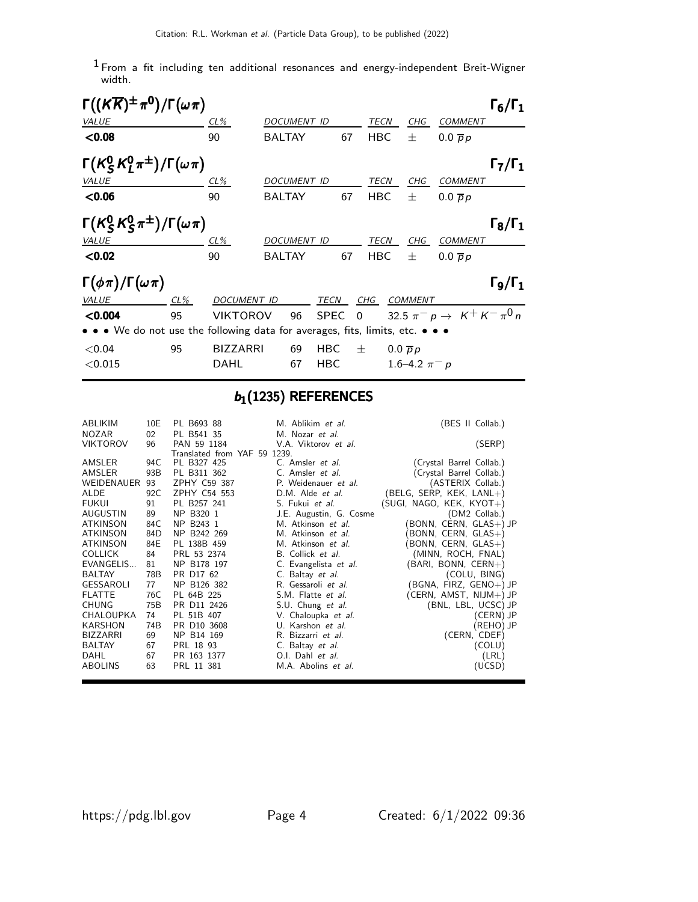[1] From a fit including ten additional resonances and energy-independent Breit-Wigner width.

### $\Gamma((K\overline{K})^{\pm}\pi^0)/\Gamma(\omega\pi)$ $\Gamma_6/\Gamma_1$

| VALUE | CL% | DOCUMENT ID | | TECN | CHG | COMMENT |
|---|---|---|---|---|---|---|
| **<0.08** | 90 | BALTAY | 67 | HBC | $\pm$ | 0.0 $\overline{p}p$ |

### $\Gamma(K_S^0 K_L^0 \pi^{\pm})/\Gamma(\omega\pi)$ $\Gamma_7/\Gamma_1$

| VALUE | CL% | DOCUMENT ID | | TECN | CHG | COMMENT |
|---|---|---|---|---|---|---|
| **<0.06** | 90 | BALTAY | 67 | HBC | $\pm$ | 0.0 $\overline{p}p$ |

### $\Gamma(K_S^0 K_S^0 \pi^{\pm})/\Gamma(\omega\pi)$ $\Gamma_8/\Gamma_1$

| VALUE | CL% | DOCUMENT ID | | TECN | CHG | COMMENT |
|---|---|---|---|---|---|---|
| **<0.02** | 90 | BALTAY | 67 | HBC | $\pm$ | 0.0 $\overline{p}p$ |

### $\Gamma(\phi\pi)/\Gamma(\omega\pi)$ $\Gamma_9/\Gamma_1$

| VALUE | CL% | DOCUMENT ID | | TECN | CHG | COMMENT |
|---|---|---|---|---|---|---|
| **<0.004** | 95 | VIKTOROV | 96 | SPEC | 0 | 32.5 $\pi^- p \to K^+ K^- \pi^0 n$ |
| • • • We do not use the following data for averages, fits, limits, etc. • • • | | | | | | |
| <0.04 | 95 | BIZZARRI | 69 | HBC | $\pm$ | 0.0 $\overline{p}p$ |
| <0.015 | | DAHL | 67 | HBC | | 1.6–4.2 $\pi^- p$ |

## $b_1(1235)$ REFERENCES

| | | | | |
|---|---|---|---|---|
| ABLIKIM | 10E | PL B693 88 | M. Ablikim *et al.* | (BES II Collab.) |
| NOZAR | 02 | PL B541 35 | M. Nozar *et al.* | |
| VIKTOROV | 96 | PAN 59 1184 | V.A. Viktorov *et al.* | (SERP) |
| | | Translated from YAF 59 1239. | | |
| AMSLER | 94C | PL B327 425 | C. Amsler *et al.* | (Crystal Barrel Collab.) |
| AMSLER | 93B | PL B311 362 | C. Amsler *et al.* | (Crystal Barrel Collab.) |
| WEIDENAUER | 93 | ZPHY C59 387 | P. Weidenauer *et al.* | (ASTERIX Collab.) |
| ALDE | 92C | ZPHY C54 553 | D.M. Alde *et al.* | (BELG, SERP, KEK, LANL+) |
| FUKUI | 91 | PL B257 241 | S. Fukui *et al.* | (SUGI, NAGO, KEK, KYOT+) |
| AUGUSTIN | 89 | NP B320 1 | J.E. Augustin, G. Cosme | (DM2 Collab.) |
| ATKINSON | 84C | NP B243 1 | M. Atkinson *et al.* | (BONN, CERN, GLAS+) JP |
| ATKINSON | 84D | NP B242 269 | M. Atkinson *et al.* | (BONN, CERN, GLAS+) |
| ATKINSON | 84E | PL 138B 459 | M. Atkinson *et al.* | (BONN, CERN, GLAS+) |
| COLLICK | 84 | PRL 53 2374 | B. Collick *et al.* | (MINN, ROCH, FNAL) |
| EVANGELIS... | 81 | NP B178 197 | C. Evangelista *et al.* | (BARI, BONN, CERN+) |
| BALTAY | 78B | PR D17 62 | C. Baltay *et al.* | (COLU, BING) |
| GESSAROLI | 77 | NP B126 382 | R. Gessaroli *et al.* | (BGNA, FIRZ, GENO+) JP |
| FLATTE | 76C | PL 64B 225 | S.M. Flatte *et al.* | (CERN, AMST, NIJM+) JP |
| CHUNG | 75B | PR D11 2426 | S.U. Chung *et al.* | (BNL, LBL, UCSC) JP |
| CHALOUPKA | 74 | PL 51B 407 | V. Chaloupka *et al.* | (CERN) JP |
| KARSHON | 74B | PR D10 3608 | U. Karshon *et al.* | (REHO) JP |
| BIZZARRI | 69 | NP B14 169 | R. Bizzarri *et al.* | (CERN, CDEF) |
| BALTAY | 67 | PRL 18 93 | C. Baltay *et al.* | (COLU) |
| DAHL | 67 | PR 163 1377 | O.I. Dahl *et al.* | (LRL) |
| ABOLINS | 63 | PRL 11 381 | M.A. Abolins *et al.* | (UCSD) |